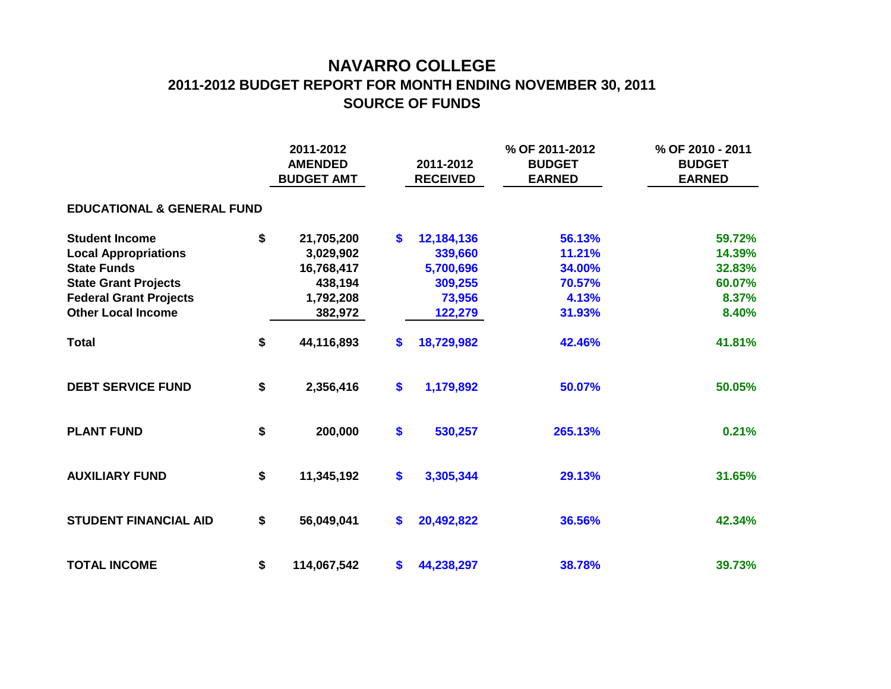# NAVARRO COLLEGE
## 2011-2012 BUDGET REPORT FOR MONTH ENDING NOVEMBER 30, 2011
## SOURCE OF FUNDS

| | 2011-2012 AMENDED BUDGET AMT | 2011-2012 RECEIVED | % OF 2011-2012 BUDGET EARNED | % OF 2010 - 2011 BUDGET EARNED |
|---|---|---|---|---|
| **EDUCATIONAL & GENERAL FUND** | | | | |
| **Student Income** | $ 21,705,200 | $ 12,184,136 | 56.13% | 59.72% |
| **Local Appropriations** | 3,029,902 | 339,660 | 11.21% | 14.39% |
| **State Funds** | 16,768,417 | 5,700,696 | 34.00% | 32.83% |
| **State Grant Projects** | 438,194 | 309,255 | 70.57% | 60.07% |
| **Federal Grant Projects** | 1,792,208 | 73,956 | 4.13% | 8.37% |
| **Other Local Income** | 382,972 | 122,279 | 31.93% | 8.40% |
| **Total** | $ 44,116,893 | $ 18,729,982 | 42.46% | 41.81% |
| **DEBT SERVICE FUND** | $ 2,356,416 | $ 1,179,892 | 50.07% | 50.05% |
| **PLANT FUND** | $ 200,000 | $ 530,257 | 265.13% | 0.21% |
| **AUXILIARY FUND** | $ 11,345,192 | $ 3,305,344 | 29.13% | 31.65% |
| **STUDENT FINANCIAL AID** | $ 56,049,041 | $ 20,492,822 | 36.56% | 42.34% |
| **TOTAL INCOME** | $ 114,067,542 | $ 44,238,297 | 38.78% | 39.73% |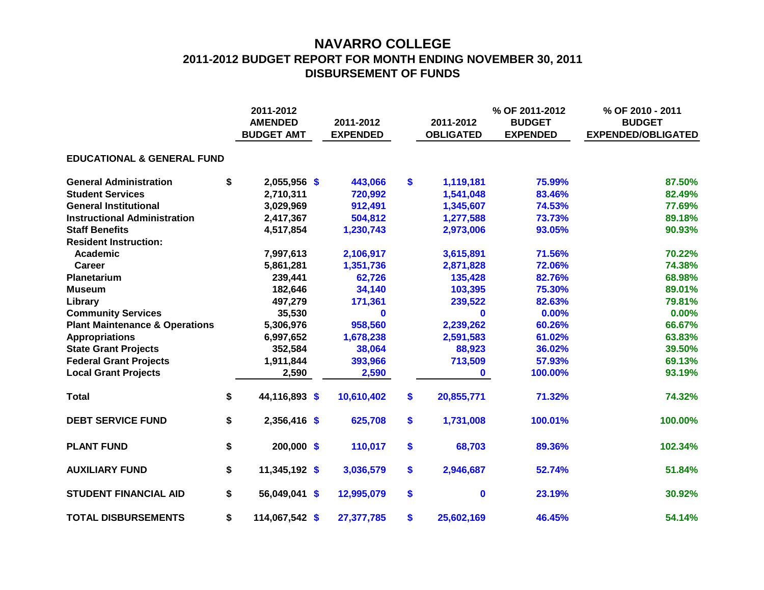# NAVARRO COLLEGE
## 2011-2012 BUDGET REPORT FOR MONTH ENDING NOVEMBER 30, 2011
## DISBURSEMENT OF FUNDS

| | 2011-2012 AMENDED BUDGET AMT | 2011-2012 EXPENDED | 2011-2012 OBLIGATED | % OF 2011-2012 BUDGET EXPENDED | % OF 2010 - 2011 BUDGET EXPENDED/OBLIGATED |
|---|---|---|---|---|---|
| **EDUCATIONAL & GENERAL FUND** | | | | | |
| General Administration | $ 2,055,956 | $ 443,066 | $ 1,119,181 | 75.99% | 87.50% |
| Student Services | 2,710,311 | 720,992 | 1,541,048 | 83.46% | 82.49% |
| General Institutional | 3,029,969 | 912,491 | 1,345,607 | 74.53% | 77.69% |
| Instructional Administration | 2,417,367 | 504,812 | 1,277,588 | 73.73% | 89.18% |
| Staff Benefits | 4,517,854 | 1,230,743 | 2,973,006 | 93.05% | 90.93% |
| Resident Instruction: | | | | | |
| Academic | 7,997,613 | 2,106,917 | 3,615,891 | 71.56% | 70.22% |
| Career | 5,861,281 | 1,351,736 | 2,871,828 | 72.06% | 74.38% |
| Planetarium | 239,441 | 62,726 | 135,428 | 82.76% | 68.98% |
| Museum | 182,646 | 34,140 | 103,395 | 75.30% | 89.01% |
| Library | 497,279 | 171,361 | 239,522 | 82.63% | 79.81% |
| Community Services | 35,530 | 0 | 0 | 0.00% | 0.00% |
| Plant Maintenance & Operations | 5,306,976 | 958,560 | 2,239,262 | 60.26% | 66.67% |
| Appropriations | 6,997,652 | 1,678,238 | 2,591,583 | 61.02% | 63.83% |
| State Grant Projects | 352,584 | 38,064 | 88,923 | 36.02% | 39.50% |
| Federal Grant Projects | 1,911,844 | 393,966 | 713,509 | 57.93% | 69.13% |
| Local Grant Projects | 2,590 | 2,590 | 0 | 100.00% | 93.19% |
| **Total** | $ 44,116,893 | $ 10,610,402 | $ 20,855,771 | 71.32% | 74.32% |
| **DEBT SERVICE FUND** | $ 2,356,416 | $ 625,708 | $ 1,731,008 | 100.01% | 100.00% |
| **PLANT FUND** | $ 200,000 | $ 110,017 | $ 68,703 | 89.36% | 102.34% |
| **AUXILIARY FUND** | $ 11,345,192 | $ 3,036,579 | $ 2,946,687 | 52.74% | 51.84% |
| **STUDENT FINANCIAL AID** | $ 56,049,041 | $ 12,995,079 | $ 0 | 23.19% | 30.92% |
| **TOTAL DISBURSEMENTS** | $ 114,067,542 | $ 27,377,785 | $ 25,602,169 | 46.45% | 54.14% |